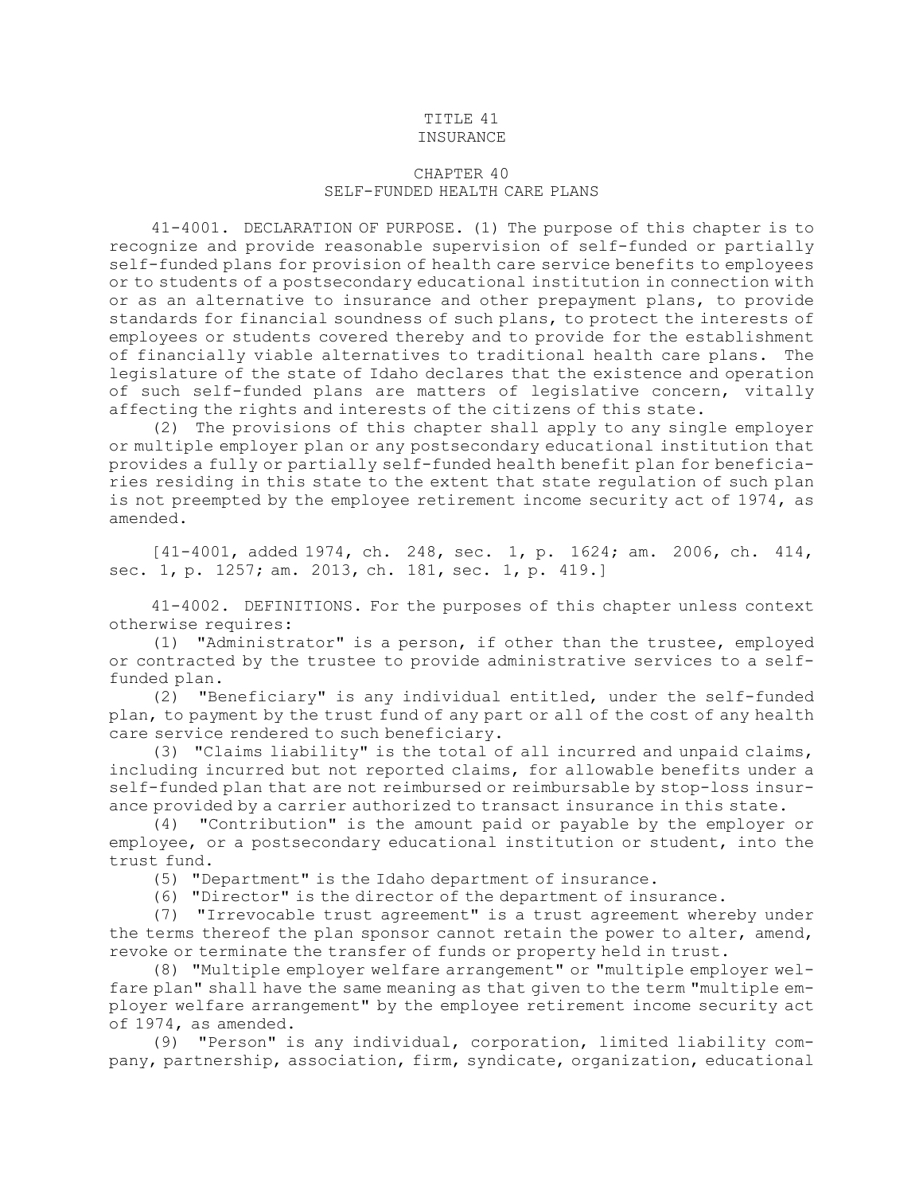# TITLE 41
# INSURANCE

## CHAPTER 40
## SELF-FUNDED HEALTH CARE PLANS

41-4001. DECLARATION OF PURPOSE. (1) The purpose of this chapter is to recognize and provide reasonable supervision of self-funded or partially self-funded plans for provision of health care service benefits to employees or to students of a postsecondary educational institution in connection with or as an alternative to insurance and other prepayment plans, to provide standards for financial soundness of such plans, to protect the interests of employees or students covered thereby and to provide for the establishment of financially viable alternatives to traditional health care plans. The legislature of the state of Idaho declares that the existence and operation of such self-funded plans are matters of legislative concern, vitally affecting the rights and interests of the citizens of this state.

(2) The provisions of this chapter shall apply to any single employer or multiple employer plan or any postsecondary educational institution that provides a fully or partially self-funded health benefit plan for beneficiaries residing in this state to the extent that state regulation of such plan is not preempted by the employee retirement income security act of 1974, as amended.

[41-4001, added 1974, ch. 248, sec. 1, p. 1624; am. 2006, ch. 414, sec. 1, p. 1257; am. 2013, ch. 181, sec. 1, p. 419.]

41-4002. DEFINITIONS. For the purposes of this chapter unless context otherwise requires:

(1) "Administrator" is a person, if other than the trustee, employed or contracted by the trustee to provide administrative services to a self-funded plan.

(2) "Beneficiary" is any individual entitled, under the self-funded plan, to payment by the trust fund of any part or all of the cost of any health care service rendered to such beneficiary.

(3) "Claims liability" is the total of all incurred and unpaid claims, including incurred but not reported claims, for allowable benefits under a self-funded plan that are not reimbursed or reimbursable by stop-loss insurance provided by a carrier authorized to transact insurance in this state.

(4) "Contribution" is the amount paid or payable by the employer or employee, or a postsecondary educational institution or student, into the trust fund.

(5) "Department" is the Idaho department of insurance.

(6) "Director" is the director of the department of insurance.

(7) "Irrevocable trust agreement" is a trust agreement whereby under the terms thereof the plan sponsor cannot retain the power to alter, amend, revoke or terminate the transfer of funds or property held in trust.

(8) "Multiple employer welfare arrangement" or "multiple employer welfare plan" shall have the same meaning as that given to the term "multiple employer welfare arrangement" by the employee retirement income security act of 1974, as amended.

(9) "Person" is any individual, corporation, limited liability company, partnership, association, firm, syndicate, organization, educational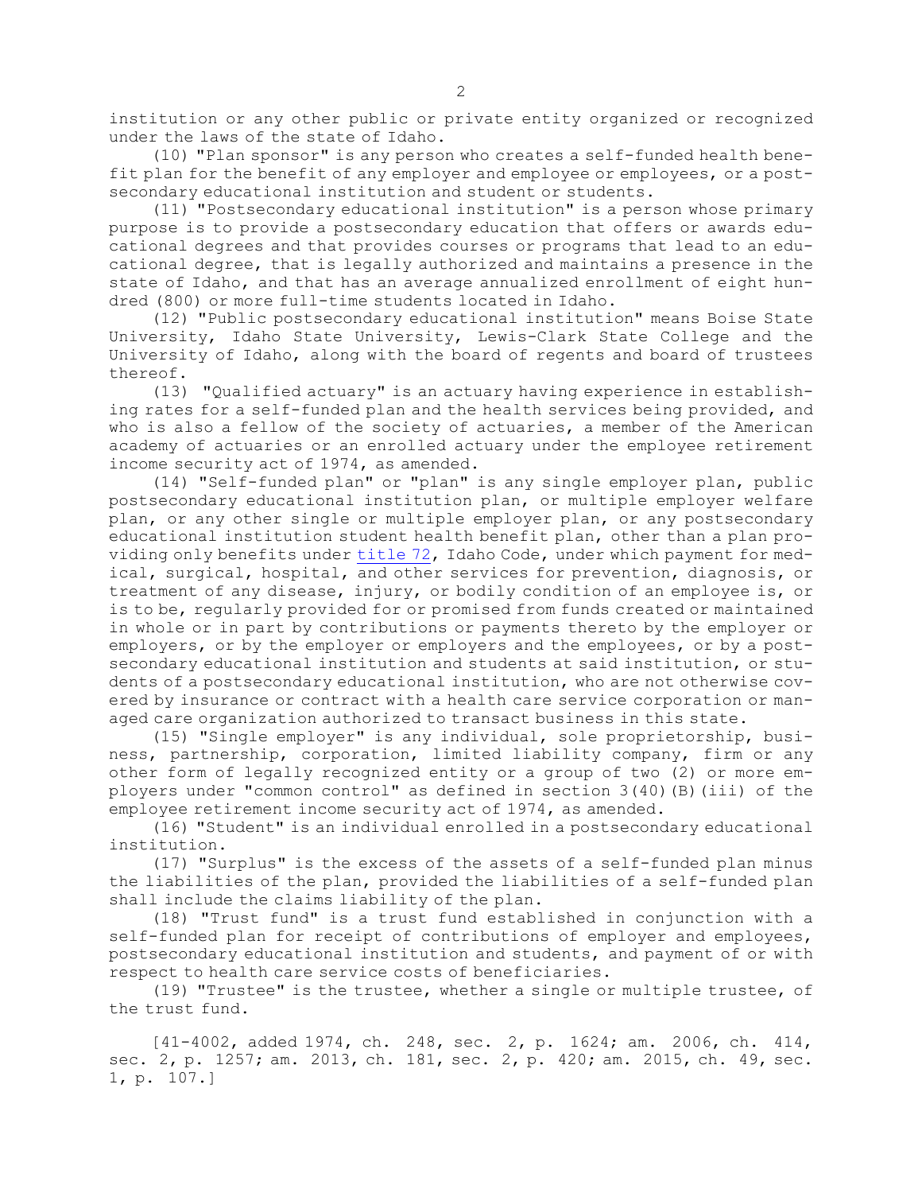institution or any other public or private entity organized or recognized under the laws of the state of Idaho.

(10) "Plan sponsor" is any person who creates a self-funded health benefit plan for the benefit of any employer and employee or employees, or a postsecondary educational institution and student or students.

(11) "Postsecondary educational institution" is a person whose primary purpose is to provide a postsecondary education that offers or awards educational degrees and that provides courses or programs that lead to an educational degree, that is legally authorized and maintains a presence in the state of Idaho, and that has an average annualized enrollment of eight hundred (800) or more full-time students located in Idaho.

(12) "Public postsecondary educational institution" means Boise State University, Idaho State University, Lewis-Clark State College and the University of Idaho, along with the board of regents and board of trustees thereof.

(13) "Qualified actuary" is an actuary having experience in establishing rates for a self-funded plan and the health services being provided, and who is also a fellow of the society of actuaries, a member of the American academy of actuaries or an enrolled actuary under the employee retirement income security act of 1974, as amended.

(14) "Self-funded plan" or "plan" is any single employer plan, public postsecondary educational institution plan, or multiple employer welfare plan, or any other single or multiple employer plan, or any postsecondary educational institution student health benefit plan, other than a plan providing only benefits under title 72, Idaho Code, under which payment for medical, surgical, hospital, and other services for prevention, diagnosis, or treatment of any disease, injury, or bodily condition of an employee is, or is to be, regularly provided for or promised from funds created or maintained in whole or in part by contributions or payments thereto by the employer or employers, or by the employer or employers and the employees, or by a postsecondary educational institution and students at said institution, or students of a postsecondary educational institution, who are not otherwise covered by insurance or contract with a health care service corporation or managed care organization authorized to transact business in this state.

(15) "Single employer" is any individual, sole proprietorship, business, partnership, corporation, limited liability company, firm or any other form of legally recognized entity or a group of two (2) or more employers under "common control" as defined in section 3(40)(B)(iii) of the employee retirement income security act of 1974, as amended.

(16) "Student" is an individual enrolled in a postsecondary educational institution.

(17) "Surplus" is the excess of the assets of a self-funded plan minus the liabilities of the plan, provided the liabilities of a self-funded plan shall include the claims liability of the plan.

(18) "Trust fund" is a trust fund established in conjunction with a self-funded plan for receipt of contributions of employer and employees, postsecondary educational institution and students, and payment of or with respect to health care service costs of beneficiaries.

(19) "Trustee" is the trustee, whether a single or multiple trustee, of the trust fund.

[41-4002, added 1974, ch. 248, sec. 2, p. 1624; am. 2006, ch. 414, sec. 2, p. 1257; am. 2013, ch. 181, sec. 2, p. 420; am. 2015, ch. 49, sec. 1, p. 107.]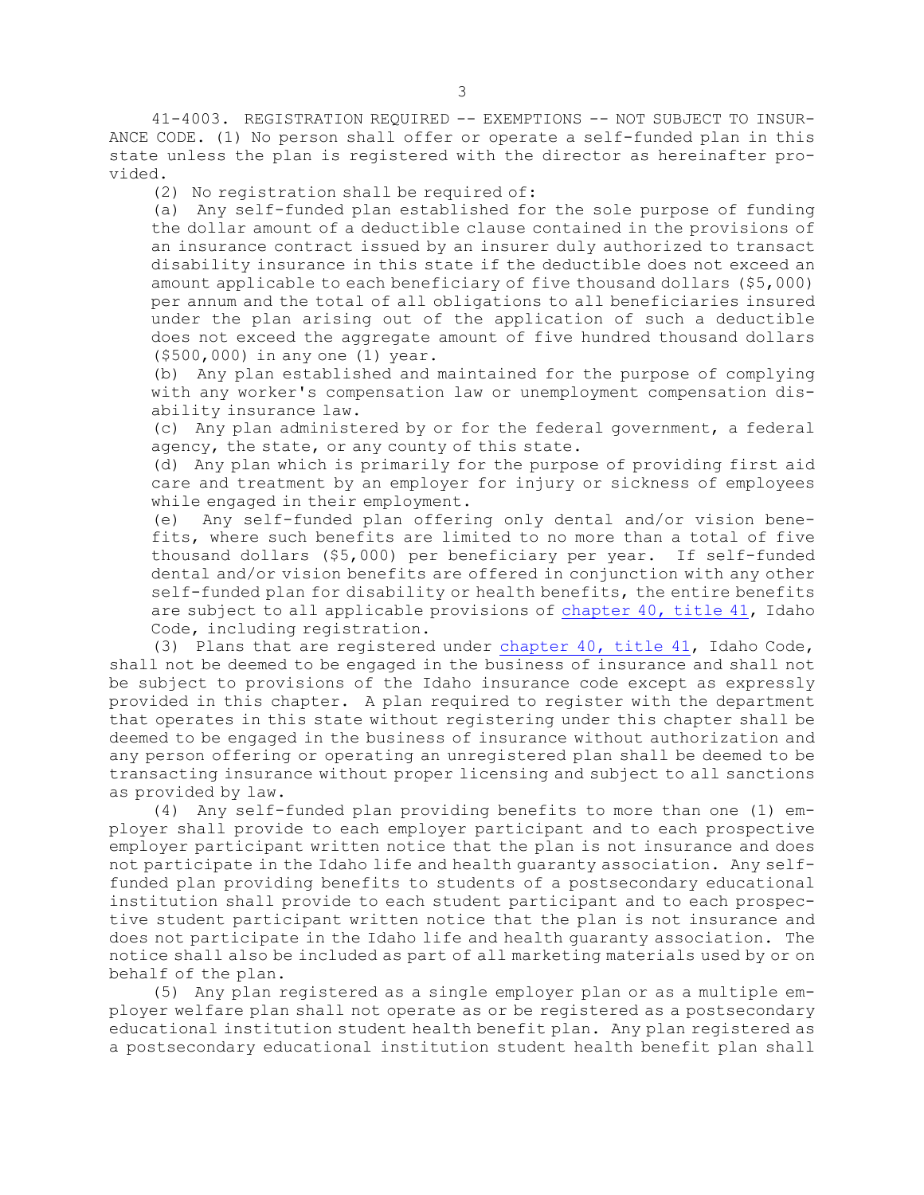41-4003. REGISTRATION REQUIRED -- EXEMPTIONS -- NOT SUBJECT TO INSURANCE CODE. (1) No person shall offer or operate a self-funded plan in this state unless the plan is registered with the director as hereinafter provided.

(2) No registration shall be required of:

(a) Any self-funded plan established for the sole purpose of funding the dollar amount of a deductible clause contained in the provisions of an insurance contract issued by an insurer duly authorized to transact disability insurance in this state if the deductible does not exceed an amount applicable to each beneficiary of five thousand dollars ($5,000) per annum and the total of all obligations to all beneficiaries insured under the plan arising out of the application of such a deductible does not exceed the aggregate amount of five hundred thousand dollars ($500,000) in any one (1) year.

(b) Any plan established and maintained for the purpose of complying with any worker's compensation law or unemployment compensation disability insurance law.

(c) Any plan administered by or for the federal government, a federal agency, the state, or any county of this state.

(d) Any plan which is primarily for the purpose of providing first aid care and treatment by an employer for injury or sickness of employees while engaged in their employment.

(e) Any self-funded plan offering only dental and/or vision benefits, where such benefits are limited to no more than a total of five thousand dollars ($5,000) per beneficiary per year. If self-funded dental and/or vision benefits are offered in conjunction with any other self-funded plan for disability or health benefits, the entire benefits are subject to all applicable provisions of chapter 40, title 41, Idaho Code, including registration.

(3) Plans that are registered under chapter 40, title 41, Idaho Code, shall not be deemed to be engaged in the business of insurance and shall not be subject to provisions of the Idaho insurance code except as expressly provided in this chapter. A plan required to register with the department that operates in this state without registering under this chapter shall be deemed to be engaged in the business of insurance without authorization and any person offering or operating an unregistered plan shall be deemed to be transacting insurance without proper licensing and subject to all sanctions as provided by law.

(4) Any self-funded plan providing benefits to more than one (1) employer shall provide to each employer participant and to each prospective employer participant written notice that the plan is not insurance and does not participate in the Idaho life and health guaranty association. Any self-funded plan providing benefits to students of a postsecondary educational institution shall provide to each student participant and to each prospective student participant written notice that the plan is not insurance and does not participate in the Idaho life and health guaranty association. The notice shall also be included as part of all marketing materials used by or on behalf of the plan.

(5) Any plan registered as a single employer plan or as a multiple employer welfare plan shall not operate as or be registered as a postsecondary educational institution student health benefit plan. Any plan registered as a postsecondary educational institution student health benefit plan shall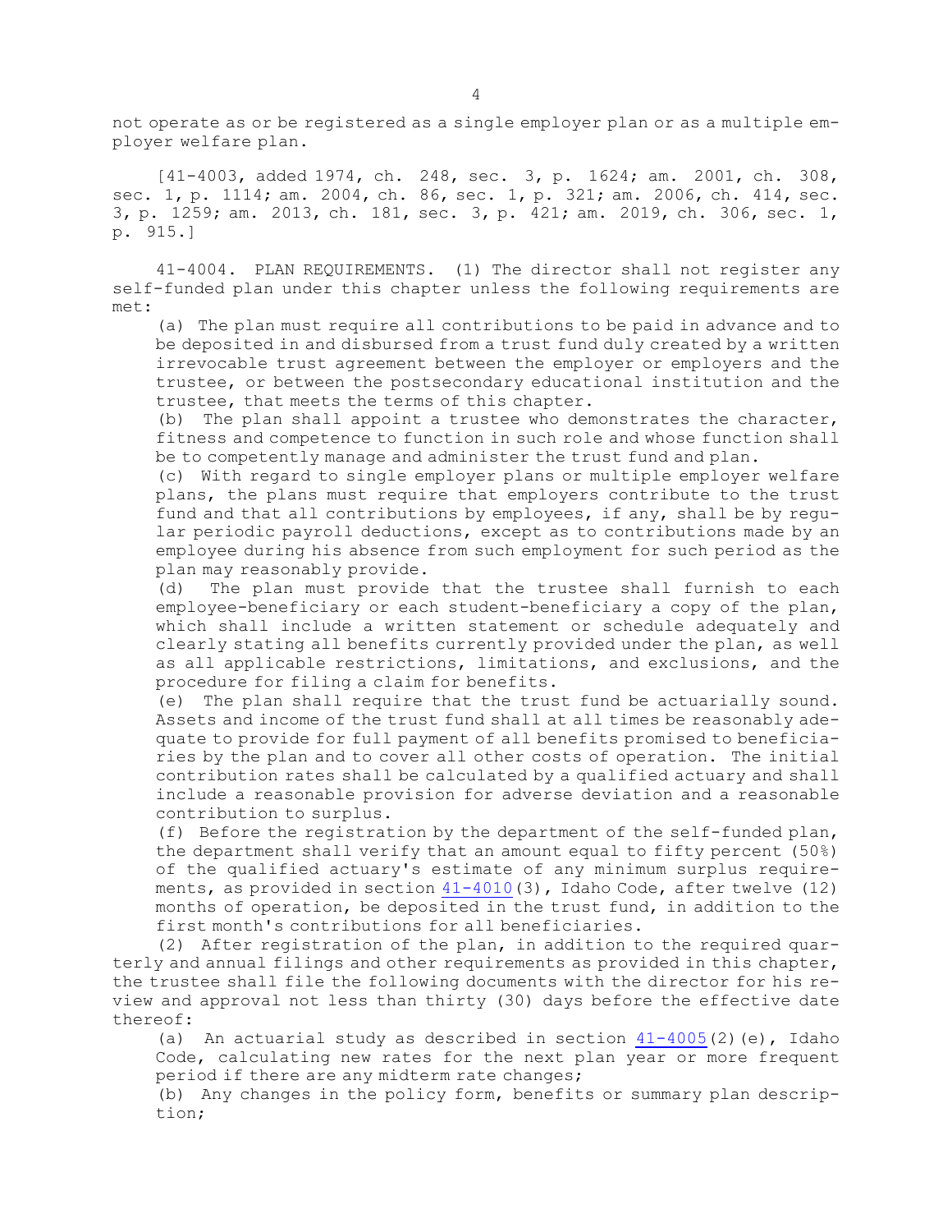not operate as or be registered as a single employer plan or as a multiple employer welfare plan.

[41-4003, added 1974, ch. 248, sec. 3, p. 1624; am. 2001, ch. 308, sec. 1, p. 1114; am. 2004, ch. 86, sec. 1, p. 321; am. 2006, ch. 414, sec. 3, p. 1259; am. 2013, ch. 181, sec. 3, p. 421; am. 2019, ch. 306, sec. 1, p. 915.]

41-4004. PLAN REQUIREMENTS. (1) The director shall not register any self-funded plan under this chapter unless the following requirements are met:

(a) The plan must require all contributions to be paid in advance and to be deposited in and disbursed from a trust fund duly created by a written irrevocable trust agreement between the employer or employers and the trustee, or between the postsecondary educational institution and the trustee, that meets the terms of this chapter.

(b) The plan shall appoint a trustee who demonstrates the character, fitness and competence to function in such role and whose function shall be to competently manage and administer the trust fund and plan.

(c) With regard to single employer plans or multiple employer welfare plans, the plans must require that employers contribute to the trust fund and that all contributions by employees, if any, shall be by regular periodic payroll deductions, except as to contributions made by an employee during his absence from such employment for such period as the plan may reasonably provide.

(d) The plan must provide that the trustee shall furnish to each employee-beneficiary or each student-beneficiary a copy of the plan, which shall include a written statement or schedule adequately and clearly stating all benefits currently provided under the plan, as well as all applicable restrictions, limitations, and exclusions, and the procedure for filing a claim for benefits.

(e) The plan shall require that the trust fund be actuarially sound. Assets and income of the trust fund shall at all times be reasonably adequate to provide for full payment of all benefits promised to beneficiaries by the plan and to cover all other costs of operation. The initial contribution rates shall be calculated by a qualified actuary and shall include a reasonable provision for adverse deviation and a reasonable contribution to surplus.

(f) Before the registration by the department of the self-funded plan, the department shall verify that an amount equal to fifty percent (50%) of the qualified actuary's estimate of any minimum surplus requirements, as provided in section 41-4010(3), Idaho Code, after twelve (12) months of operation, be deposited in the trust fund, in addition to the first month's contributions for all beneficiaries.

(2) After registration of the plan, in addition to the required quarterly and annual filings and other requirements as provided in this chapter, the trustee shall file the following documents with the director for his review and approval not less than thirty (30) days before the effective date thereof:

(a) An actuarial study as described in section 41-4005(2)(e), Idaho Code, calculating new rates for the next plan year or more frequent period if there are any midterm rate changes;

(b) Any changes in the policy form, benefits or summary plan description;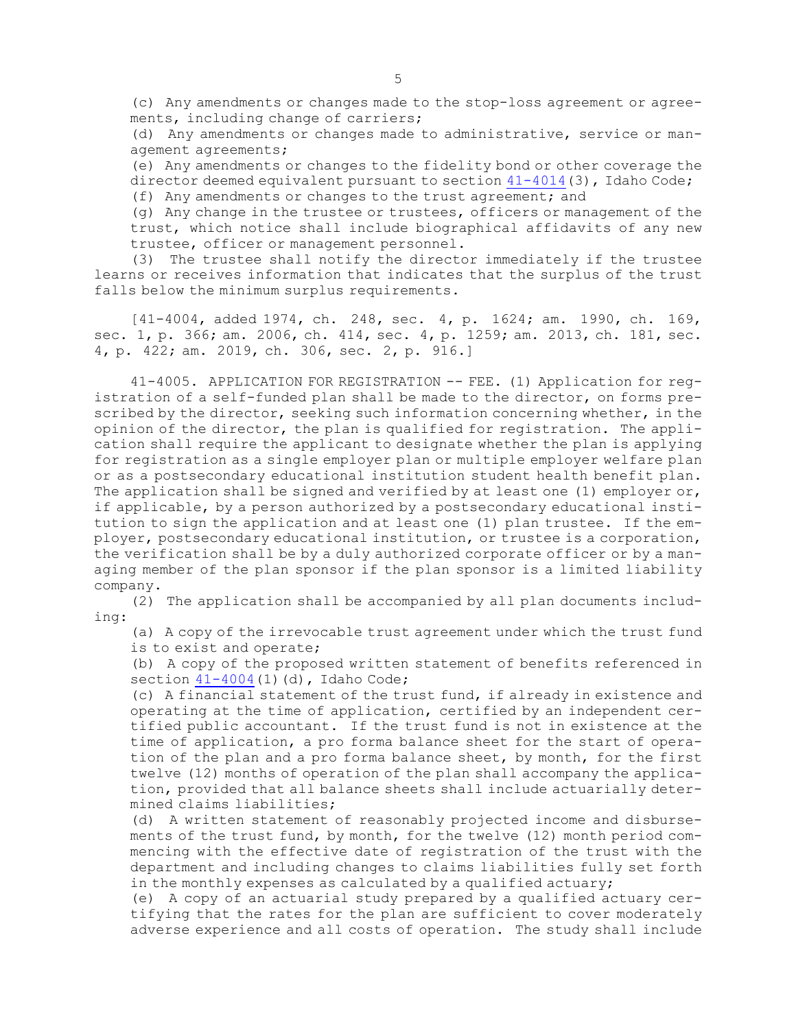(c) Any amendments or changes made to the stop-loss agreement or agreements, including change of carriers;

(d) Any amendments or changes made to administrative, service or management agreements;

(e) Any amendments or changes to the fidelity bond or other coverage the director deemed equivalent pursuant to section 41-4014(3), Idaho Code;

(f) Any amendments or changes to the trust agreement; and

(g) Any change in the trustee or trustees, officers or management of the trust, which notice shall include biographical affidavits of any new trustee, officer or management personnel.

(3) The trustee shall notify the director immediately if the trustee learns or receives information that indicates that the surplus of the trust falls below the minimum surplus requirements.

[41-4004, added 1974, ch. 248, sec. 4, p. 1624; am. 1990, ch. 169, sec. 1, p. 366; am. 2006, ch. 414, sec. 4, p. 1259; am. 2013, ch. 181, sec. 4, p. 422; am. 2019, ch. 306, sec. 2, p. 916.]

41-4005. APPLICATION FOR REGISTRATION -- FEE. (1) Application for registration of a self-funded plan shall be made to the director, on forms prescribed by the director, seeking such information concerning whether, in the opinion of the director, the plan is qualified for registration. The application shall require the applicant to designate whether the plan is applying for registration as a single employer plan or multiple employer welfare plan or as a postsecondary educational institution student health benefit plan. The application shall be signed and verified by at least one (1) employer or, if applicable, by a person authorized by a postsecondary educational institution to sign the application and at least one (1) plan trustee. If the employer, postsecondary educational institution, or trustee is a corporation, the verification shall be by a duly authorized corporate officer or by a managing member of the plan sponsor if the plan sponsor is a limited liability company.

(2) The application shall be accompanied by all plan documents including:

(a) A copy of the irrevocable trust agreement under which the trust fund is to exist and operate;

(b) A copy of the proposed written statement of benefits referenced in section 41-4004(1)(d), Idaho Code;

(c) A financial statement of the trust fund, if already in existence and operating at the time of application, certified by an independent certified public accountant. If the trust fund is not in existence at the time of application, a pro forma balance sheet for the start of operation of the plan and a pro forma balance sheet, by month, for the first twelve (12) months of operation of the plan shall accompany the application, provided that all balance sheets shall include actuarially determined claims liabilities;

(d) A written statement of reasonably projected income and disbursements of the trust fund, by month, for the twelve (12) month period commencing with the effective date of registration of the trust with the department and including changes to claims liabilities fully set forth in the monthly expenses as calculated by a qualified actuary;

(e) A copy of an actuarial study prepared by a qualified actuary certifying that the rates for the plan are sufficient to cover moderately adverse experience and all costs of operation. The study shall include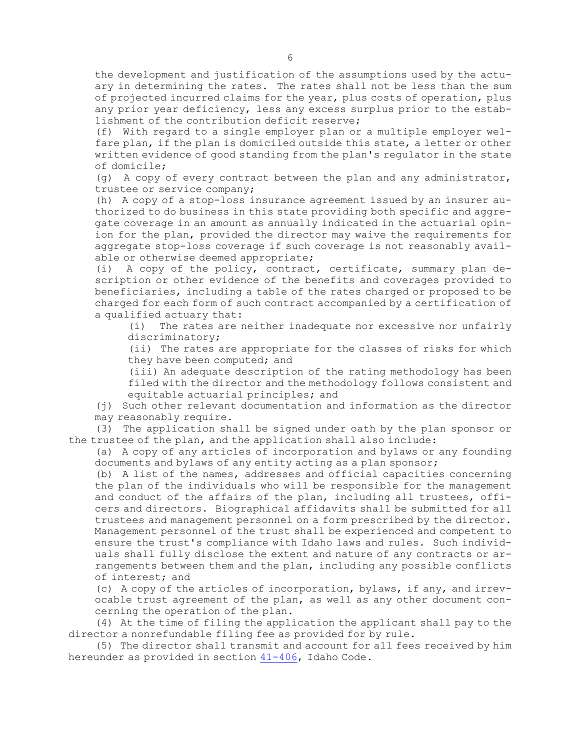the development and justification of the assumptions used by the actuary in determining the rates. The rates shall not be less than the sum of projected incurred claims for the year, plus costs of operation, plus any prior year deficiency, less any excess surplus prior to the establishment of the contribution deficit reserve;

(f) With regard to a single employer plan or a multiple employer welfare plan, if the plan is domiciled outside this state, a letter or other written evidence of good standing from the plan's regulator in the state of domicile;

(g) A copy of every contract between the plan and any administrator, trustee or service company;

(h) A copy of a stop-loss insurance agreement issued by an insurer authorized to do business in this state providing both specific and aggregate coverage in an amount as annually indicated in the actuarial opinion for the plan, provided the director may waive the requirements for aggregate stop-loss coverage if such coverage is not reasonably available or otherwise deemed appropriate;

(i) A copy of the policy, contract, certificate, summary plan description or other evidence of the benefits and coverages provided to beneficiaries, including a table of the rates charged or proposed to be charged for each form of such contract accompanied by a certification of a qualified actuary that:

(i) The rates are neither inadequate nor excessive nor unfairly discriminatory;

(ii) The rates are appropriate for the classes of risks for which they have been computed; and

(iii) An adequate description of the rating methodology has been filed with the director and the methodology follows consistent and equitable actuarial principles; and

(j) Such other relevant documentation and information as the director may reasonably require.

(3) The application shall be signed under oath by the plan sponsor or the trustee of the plan, and the application shall also include:

(a) A copy of any articles of incorporation and bylaws or any founding documents and bylaws of any entity acting as a plan sponsor;

(b) A list of the names, addresses and official capacities concerning the plan of the individuals who will be responsible for the management and conduct of the affairs of the plan, including all trustees, officers and directors. Biographical affidavits shall be submitted for all trustees and management personnel on a form prescribed by the director. Management personnel of the trust shall be experienced and competent to ensure the trust's compliance with Idaho laws and rules. Such individuals shall fully disclose the extent and nature of any contracts or arrangements between them and the plan, including any possible conflicts of interest; and

(c) A copy of the articles of incorporation, bylaws, if any, and irrevocable trust agreement of the plan, as well as any other document concerning the operation of the plan.

(4) At the time of filing the application the applicant shall pay to the director a nonrefundable filing fee as provided for by rule.

(5) The director shall transmit and account for all fees received by him hereunder as provided in section 41-406, Idaho Code.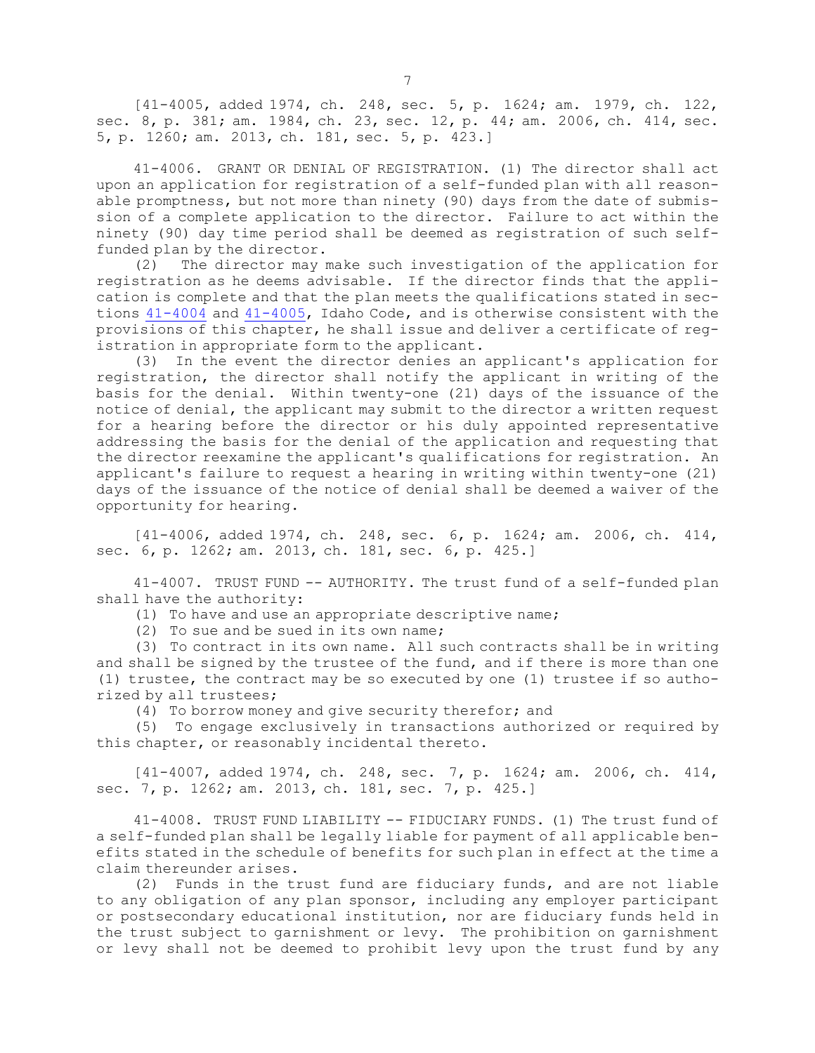[41-4005, added 1974, ch. 248, sec. 5, p. 1624; am. 1979, ch. 122, sec. 8, p. 381; am. 1984, ch. 23, sec. 12, p. 44; am. 2006, ch. 414, sec. 5, p. 1260; am. 2013, ch. 181, sec. 5, p. 423.]

41-4006. GRANT OR DENIAL OF REGISTRATION. (1) The director shall act upon an application for registration of a self-funded plan with all reasonable promptness, but not more than ninety (90) days from the date of submission of a complete application to the director. Failure to act within the ninety (90) day time period shall be deemed as registration of such self-funded plan by the director.

(2) The director may make such investigation of the application for registration as he deems advisable. If the director finds that the application is complete and that the plan meets the qualifications stated in sections 41-4004 and 41-4005, Idaho Code, and is otherwise consistent with the provisions of this chapter, he shall issue and deliver a certificate of registration in appropriate form to the applicant.

(3) In the event the director denies an applicant's application for registration, the director shall notify the applicant in writing of the basis for the denial. Within twenty-one (21) days of the issuance of the notice of denial, the applicant may submit to the director a written request for a hearing before the director or his duly appointed representative addressing the basis for the denial of the application and requesting that the director reexamine the applicant's qualifications for registration. An applicant's failure to request a hearing in writing within twenty-one (21) days of the issuance of the notice of denial shall be deemed a waiver of the opportunity for hearing.

[41-4006, added 1974, ch. 248, sec. 6, p. 1624; am. 2006, ch. 414, sec. 6, p. 1262; am. 2013, ch. 181, sec. 6, p. 425.]

41-4007. TRUST FUND -- AUTHORITY. The trust fund of a self-funded plan shall have the authority:

(1) To have and use an appropriate descriptive name;

(2) To sue and be sued in its own name;

(3) To contract in its own name. All such contracts shall be in writing and shall be signed by the trustee of the fund, and if there is more than one (1) trustee, the contract may be so executed by one (1) trustee if so authorized by all trustees;

(4) To borrow money and give security therefor; and

(5) To engage exclusively in transactions authorized or required by this chapter, or reasonably incidental thereto.

[41-4007, added 1974, ch. 248, sec. 7, p. 1624; am. 2006, ch. 414, sec. 7, p. 1262; am. 2013, ch. 181, sec. 7, p. 425.]

41-4008. TRUST FUND LIABILITY -- FIDUCIARY FUNDS. (1) The trust fund of a self-funded plan shall be legally liable for payment of all applicable benefits stated in the schedule of benefits for such plan in effect at the time a claim thereunder arises.

(2) Funds in the trust fund are fiduciary funds, and are not liable to any obligation of any plan sponsor, including any employer participant or postsecondary educational institution, nor are fiduciary funds held in the trust subject to garnishment or levy. The prohibition on garnishment or levy shall not be deemed to prohibit levy upon the trust fund by any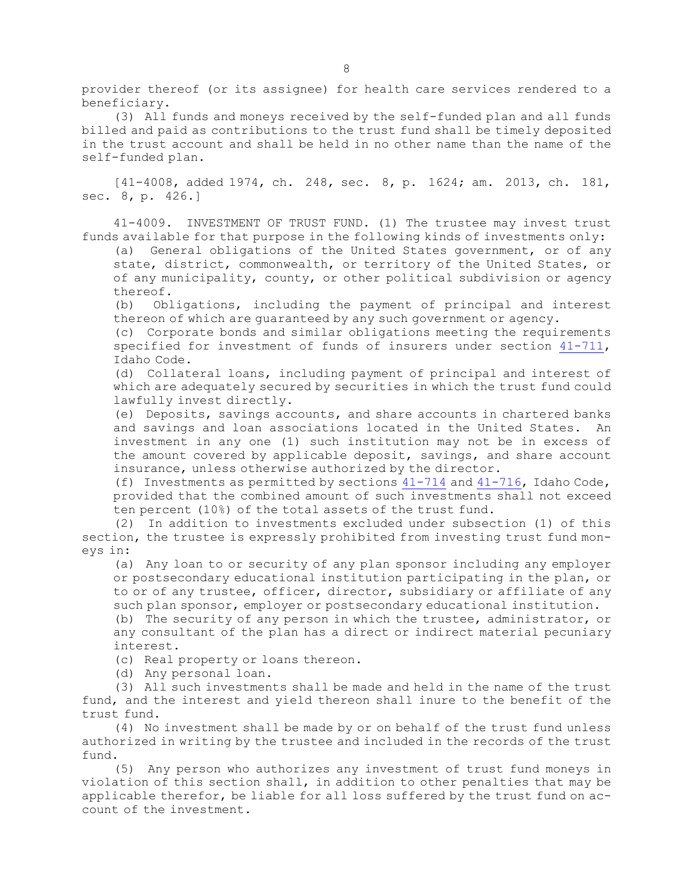provider thereof (or its assignee) for health care services rendered to a beneficiary.

(3) All funds and moneys received by the self-funded plan and all funds billed and paid as contributions to the trust fund shall be timely deposited in the trust account and shall be held in no other name than the name of the self-funded plan.

[41-4008, added 1974, ch. 248, sec. 8, p. 1624; am. 2013, ch. 181, sec. 8, p. 426.]

41-4009. INVESTMENT OF TRUST FUND. (1) The trustee may invest trust funds available for that purpose in the following kinds of investments only:

(a) General obligations of the United States government, or of any state, district, commonwealth, or territory of the United States, or of any municipality, county, or other political subdivision or agency thereof.

(b) Obligations, including the payment of principal and interest thereon of which are guaranteed by any such government or agency.

(c) Corporate bonds and similar obligations meeting the requirements specified for investment of funds of insurers under section 41-711, Idaho Code.

(d) Collateral loans, including payment of principal and interest of which are adequately secured by securities in which the trust fund could lawfully invest directly.

(e) Deposits, savings accounts, and share accounts in chartered banks and savings and loan associations located in the United States. An investment in any one (1) such institution may not be in excess of the amount covered by applicable deposit, savings, and share account insurance, unless otherwise authorized by the director.

(f) Investments as permitted by sections 41-714 and 41-716, Idaho Code, provided that the combined amount of such investments shall not exceed ten percent (10%) of the total assets of the trust fund.

(2) In addition to investments excluded under subsection (1) of this section, the trustee is expressly prohibited from investing trust fund moneys in:

(a) Any loan to or security of any plan sponsor including any employer or postsecondary educational institution participating in the plan, or to or of any trustee, officer, director, subsidiary or affiliate of any such plan sponsor, employer or postsecondary educational institution.

(b) The security of any person in which the trustee, administrator, or any consultant of the plan has a direct or indirect material pecuniary interest.

(c) Real property or loans thereon.

(d) Any personal loan.

(3) All such investments shall be made and held in the name of the trust fund, and the interest and yield thereon shall inure to the benefit of the trust fund.

(4) No investment shall be made by or on behalf of the trust fund unless authorized in writing by the trustee and included in the records of the trust fund.

(5) Any person who authorizes any investment of trust fund moneys in violation of this section shall, in addition to other penalties that may be applicable therefor, be liable for all loss suffered by the trust fund on account of the investment.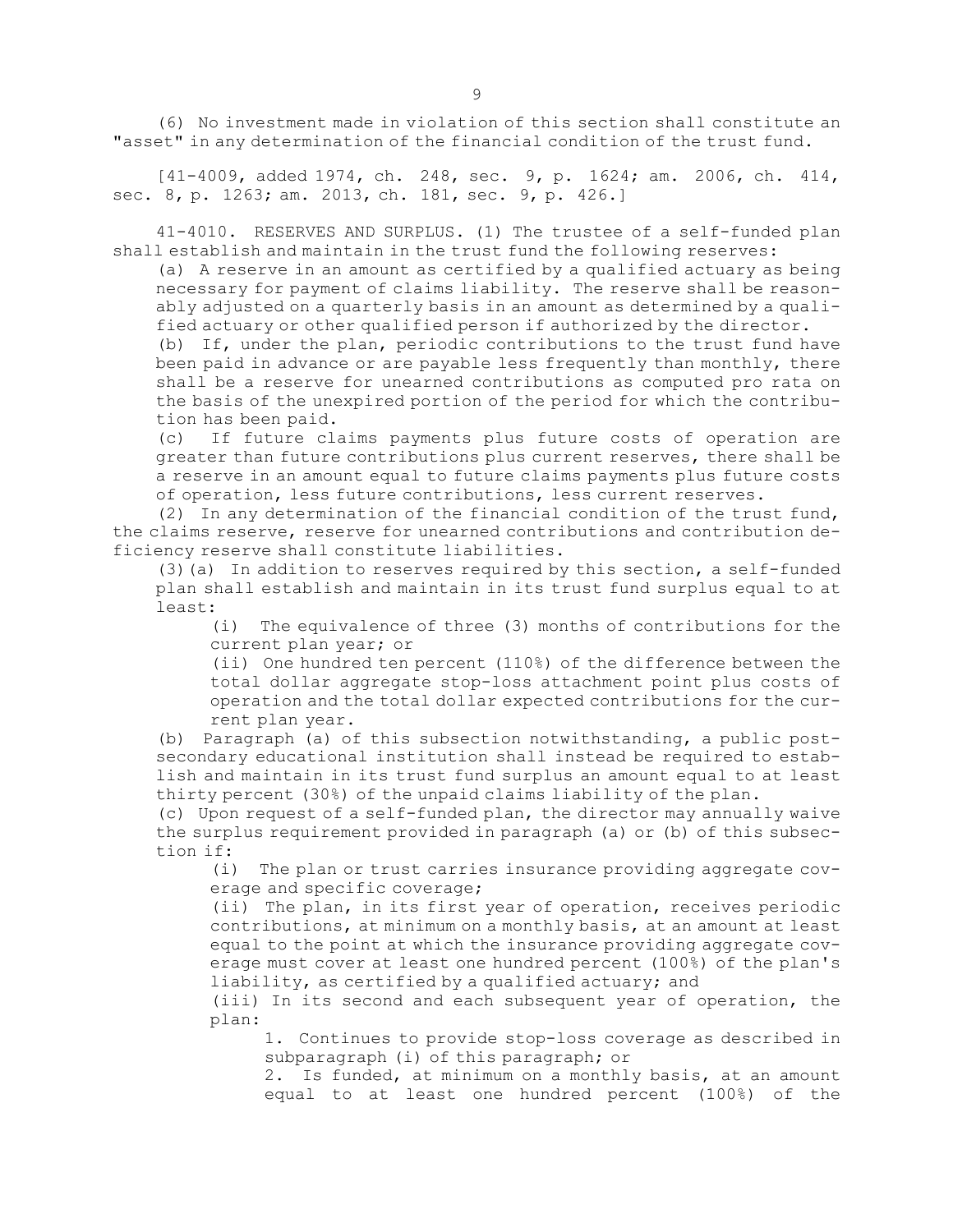(6) No investment made in violation of this section shall constitute an "asset" in any determination of the financial condition of the trust fund.

[41-4009, added 1974, ch. 248, sec. 9, p. 1624; am. 2006, ch. 414, sec. 8, p. 1263; am. 2013, ch. 181, sec. 9, p. 426.]

41-4010. RESERVES AND SURPLUS. (1) The trustee of a self-funded plan shall establish and maintain in the trust fund the following reserves:

(a) A reserve in an amount as certified by a qualified actuary as being necessary for payment of claims liability. The reserve shall be reasonably adjusted on a quarterly basis in an amount as determined by a qualified actuary or other qualified person if authorized by the director.

(b) If, under the plan, periodic contributions to the trust fund have been paid in advance or are payable less frequently than monthly, there shall be a reserve for unearned contributions as computed pro rata on the basis of the unexpired portion of the period for which the contribution has been paid.

(c) If future claims payments plus future costs of operation are greater than future contributions plus current reserves, there shall be a reserve in an amount equal to future claims payments plus future costs of operation, less future contributions, less current reserves.

(2) In any determination of the financial condition of the trust fund, the claims reserve, reserve for unearned contributions and contribution deficiency reserve shall constitute liabilities.

(3)(a) In addition to reserves required by this section, a self-funded plan shall establish and maintain in its trust fund surplus equal to at least:

(i) The equivalence of three (3) months of contributions for the current plan year; or

(ii) One hundred ten percent (110%) of the difference between the total dollar aggregate stop-loss attachment point plus costs of operation and the total dollar expected contributions for the current plan year.

(b) Paragraph (a) of this subsection notwithstanding, a public postsecondary educational institution shall instead be required to establish and maintain in its trust fund surplus an amount equal to at least thirty percent (30%) of the unpaid claims liability of the plan.

(c) Upon request of a self-funded plan, the director may annually waive the surplus requirement provided in paragraph (a) or (b) of this subsection if:

(i) The plan or trust carries insurance providing aggregate coverage and specific coverage;

(ii) The plan, in its first year of operation, receives periodic contributions, at minimum on a monthly basis, at an amount at least equal to the point at which the insurance providing aggregate coverage must cover at least one hundred percent (100%) of the plan's liability, as certified by a qualified actuary; and

(iii) In its second and each subsequent year of operation, the plan:

1. Continues to provide stop-loss coverage as described in subparagraph (i) of this paragraph; or

2. Is funded, at minimum on a monthly basis, at an amount equal to at least one hundred percent (100%) of the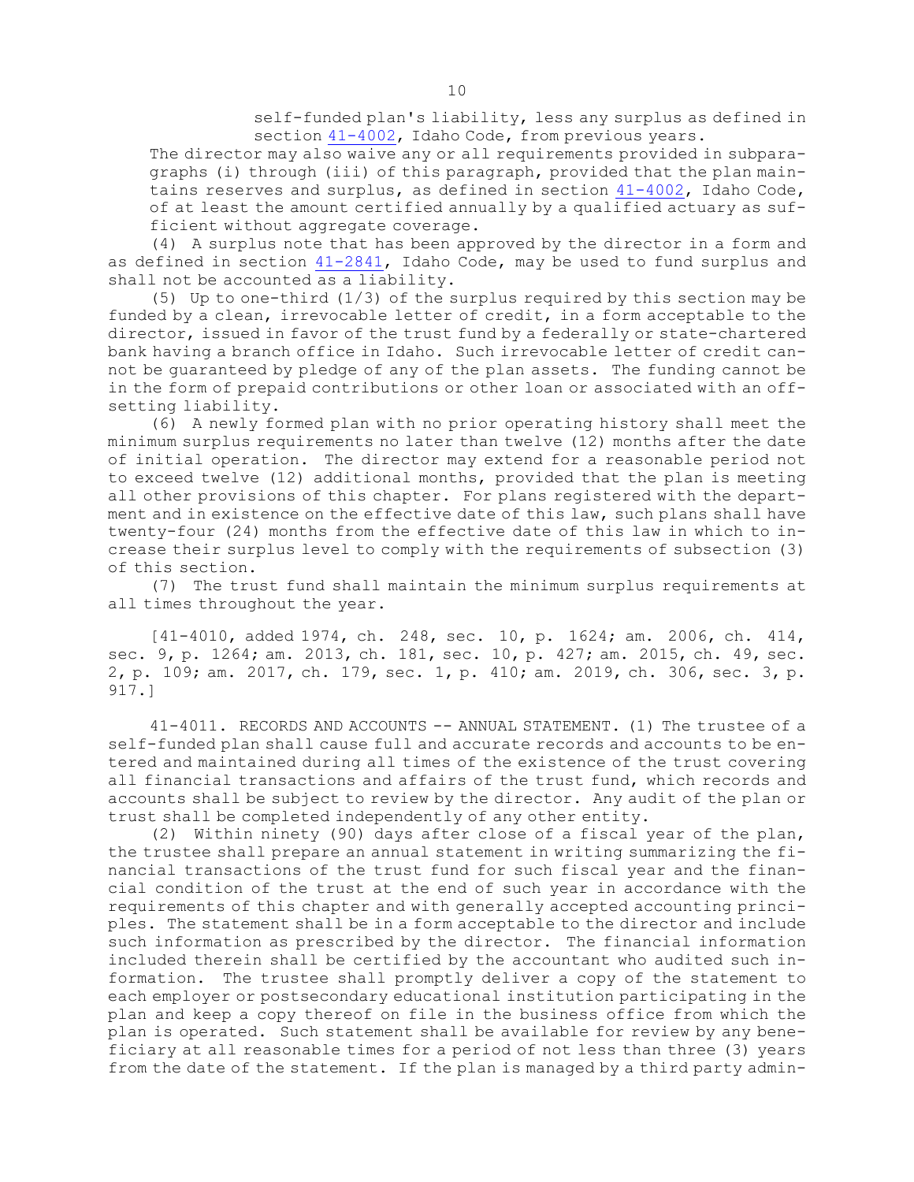self-funded plan's liability, less any surplus as defined in section 41-4002, Idaho Code, from previous years.

The director may also waive any or all requirements provided in subparagraphs (i) through (iii) of this paragraph, provided that the plan maintains reserves and surplus, as defined in section 41-4002, Idaho Code, of at least the amount certified annually by a qualified actuary as sufficient without aggregate coverage.

(4) A surplus note that has been approved by the director in a form and as defined in section 41-2841, Idaho Code, may be used to fund surplus and shall not be accounted as a liability.

(5) Up to one-third (1/3) of the surplus required by this section may be funded by a clean, irrevocable letter of credit, in a form acceptable to the director, issued in favor of the trust fund by a federally or state-chartered bank having a branch office in Idaho. Such irrevocable letter of credit cannot be guaranteed by pledge of any of the plan assets. The funding cannot be in the form of prepaid contributions or other loan or associated with an offsetting liability.

(6) A newly formed plan with no prior operating history shall meet the minimum surplus requirements no later than twelve (12) months after the date of initial operation. The director may extend for a reasonable period not to exceed twelve (12) additional months, provided that the plan is meeting all other provisions of this chapter. For plans registered with the department and in existence on the effective date of this law, such plans shall have twenty-four (24) months from the effective date of this law in which to increase their surplus level to comply with the requirements of subsection (3) of this section.

(7) The trust fund shall maintain the minimum surplus requirements at all times throughout the year.

[41-4010, added 1974, ch. 248, sec. 10, p. 1624; am. 2006, ch. 414, sec. 9, p. 1264; am. 2013, ch. 181, sec. 10, p. 427; am. 2015, ch. 49, sec. 2, p. 109; am. 2017, ch. 179, sec. 1, p. 410; am. 2019, ch. 306, sec. 3, p. 917.]

41-4011. RECORDS AND ACCOUNTS -- ANNUAL STATEMENT. (1) The trustee of a self-funded plan shall cause full and accurate records and accounts to be entered and maintained during all times of the existence of the trust covering all financial transactions and affairs of the trust fund, which records and accounts shall be subject to review by the director. Any audit of the plan or trust shall be completed independently of any other entity.

(2) Within ninety (90) days after close of a fiscal year of the plan, the trustee shall prepare an annual statement in writing summarizing the financial transactions of the trust fund for such fiscal year and the financial condition of the trust at the end of such year in accordance with the requirements of this chapter and with generally accepted accounting principles. The statement shall be in a form acceptable to the director and include such information as prescribed by the director. The financial information included therein shall be certified by the accountant who audited such information. The trustee shall promptly deliver a copy of the statement to each employer or postsecondary educational institution participating in the plan and keep a copy thereof on file in the business office from which the plan is operated. Such statement shall be available for review by any beneficiary at all reasonable times for a period of not less than three (3) years from the date of the statement. If the plan is managed by a third party admin-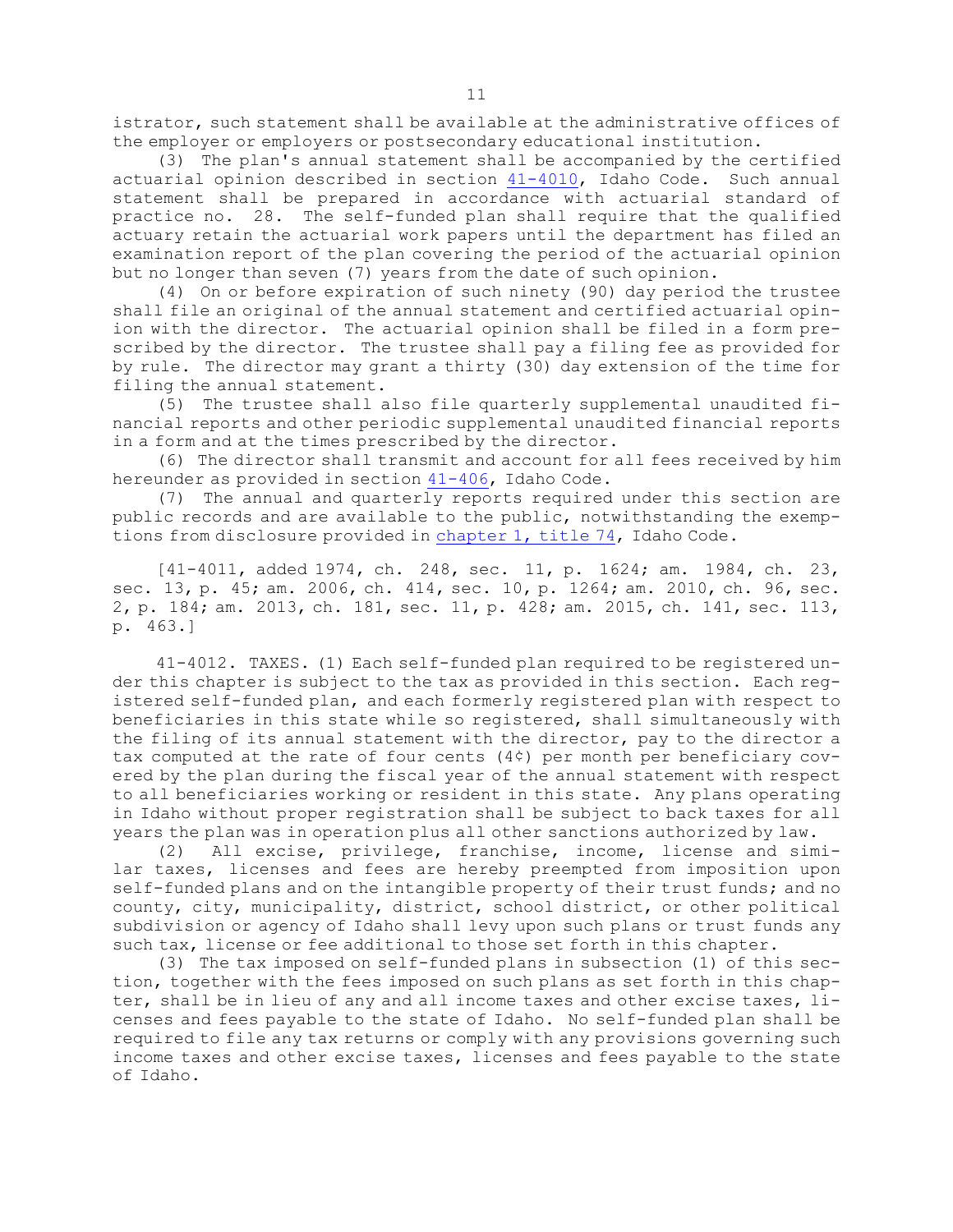istrator, such statement shall be available at the administrative offices of the employer or employers or postsecondary educational institution.

(3) The plan's annual statement shall be accompanied by the certified actuarial opinion described in section 41-4010, Idaho Code. Such annual statement shall be prepared in accordance with actuarial standard of practice no. 28. The self-funded plan shall require that the qualified actuary retain the actuarial work papers until the department has filed an examination report of the plan covering the period of the actuarial opinion but no longer than seven (7) years from the date of such opinion.

(4) On or before expiration of such ninety (90) day period the trustee shall file an original of the annual statement and certified actuarial opinion with the director. The actuarial opinion shall be filed in a form prescribed by the director. The trustee shall pay a filing fee as provided for by rule. The director may grant a thirty (30) day extension of the time for filing the annual statement.

(5) The trustee shall also file quarterly supplemental unaudited financial reports and other periodic supplemental unaudited financial reports in a form and at the times prescribed by the director.

(6) The director shall transmit and account for all fees received by him hereunder as provided in section 41-406, Idaho Code.

(7) The annual and quarterly reports required under this section are public records and are available to the public, notwithstanding the exemptions from disclosure provided in chapter 1, title 74, Idaho Code.

[41-4011, added 1974, ch. 248, sec. 11, p. 1624; am. 1984, ch. 23, sec. 13, p. 45; am. 2006, ch. 414, sec. 10, p. 1264; am. 2010, ch. 96, sec. 2, p. 184; am. 2013, ch. 181, sec. 11, p. 428; am. 2015, ch. 141, sec. 113, p. 463.]

41-4012. TAXES. (1) Each self-funded plan required to be registered under this chapter is subject to the tax as provided in this section. Each registered self-funded plan, and each formerly registered plan with respect to beneficiaries in this state while so registered, shall simultaneously with the filing of its annual statement with the director, pay to the director a tax computed at the rate of four cents (4¢) per month per beneficiary covered by the plan during the fiscal year of the annual statement with respect to all beneficiaries working or resident in this state. Any plans operating in Idaho without proper registration shall be subject to back taxes for all years the plan was in operation plus all other sanctions authorized by law.

(2) All excise, privilege, franchise, income, license and similar taxes, licenses and fees are hereby preempted from imposition upon self-funded plans and on the intangible property of their trust funds; and no county, city, municipality, district, school district, or other political subdivision or agency of Idaho shall levy upon such plans or trust funds any such tax, license or fee additional to those set forth in this chapter.

(3) The tax imposed on self-funded plans in subsection (1) of this section, together with the fees imposed on such plans as set forth in this chapter, shall be in lieu of any and all income taxes and other excise taxes, licenses and fees payable to the state of Idaho. No self-funded plan shall be required to file any tax returns or comply with any provisions governing such income taxes and other excise taxes, licenses and fees payable to the state of Idaho.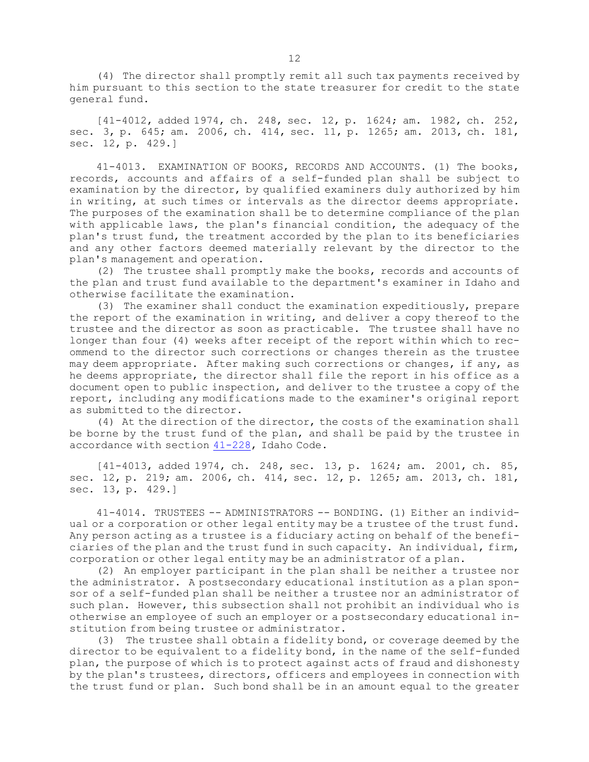(4) The director shall promptly remit all such tax payments received by him pursuant to this section to the state treasurer for credit to the state general fund.

[41-4012, added 1974, ch. 248, sec. 12, p. 1624; am. 1982, ch. 252, sec. 3, p. 645; am. 2006, ch. 414, sec. 11, p. 1265; am. 2013, ch. 181, sec. 12, p. 429.]

41-4013. EXAMINATION OF BOOKS, RECORDS AND ACCOUNTS. (1) The books, records, accounts and affairs of a self-funded plan shall be subject to examination by the director, by qualified examiners duly authorized by him in writing, at such times or intervals as the director deems appropriate. The purposes of the examination shall be to determine compliance of the plan with applicable laws, the plan's financial condition, the adequacy of the plan's trust fund, the treatment accorded by the plan to its beneficiaries and any other factors deemed materially relevant by the director to the plan's management and operation.

(2) The trustee shall promptly make the books, records and accounts of the plan and trust fund available to the department's examiner in Idaho and otherwise facilitate the examination.

(3) The examiner shall conduct the examination expeditiously, prepare the report of the examination in writing, and deliver a copy thereof to the trustee and the director as soon as practicable. The trustee shall have no longer than four (4) weeks after receipt of the report within which to recommend to the director such corrections or changes therein as the trustee may deem appropriate. After making such corrections or changes, if any, as he deems appropriate, the director shall file the report in his office as a document open to public inspection, and deliver to the trustee a copy of the report, including any modifications made to the examiner's original report as submitted to the director.

(4) At the direction of the director, the costs of the examination shall be borne by the trust fund of the plan, and shall be paid by the trustee in accordance with section 41-228, Idaho Code.

[41-4013, added 1974, ch. 248, sec. 13, p. 1624; am. 2001, ch. 85, sec. 12, p. 219; am. 2006, ch. 414, sec. 12, p. 1265; am. 2013, ch. 181, sec. 13, p. 429.]

41-4014. TRUSTEES -- ADMINISTRATORS -- BONDING. (1) Either an individual or a corporation or other legal entity may be a trustee of the trust fund. Any person acting as a trustee is a fiduciary acting on behalf of the beneficiaries of the plan and the trust fund in such capacity. An individual, firm, corporation or other legal entity may be an administrator of a plan.

(2) An employer participant in the plan shall be neither a trustee nor the administrator. A postsecondary educational institution as a plan sponsor of a self-funded plan shall be neither a trustee nor an administrator of such plan. However, this subsection shall not prohibit an individual who is otherwise an employee of such an employer or a postsecondary educational institution from being trustee or administrator.

(3) The trustee shall obtain a fidelity bond, or coverage deemed by the director to be equivalent to a fidelity bond, in the name of the self-funded plan, the purpose of which is to protect against acts of fraud and dishonesty by the plan's trustees, directors, officers and employees in connection with the trust fund or plan. Such bond shall be in an amount equal to the greater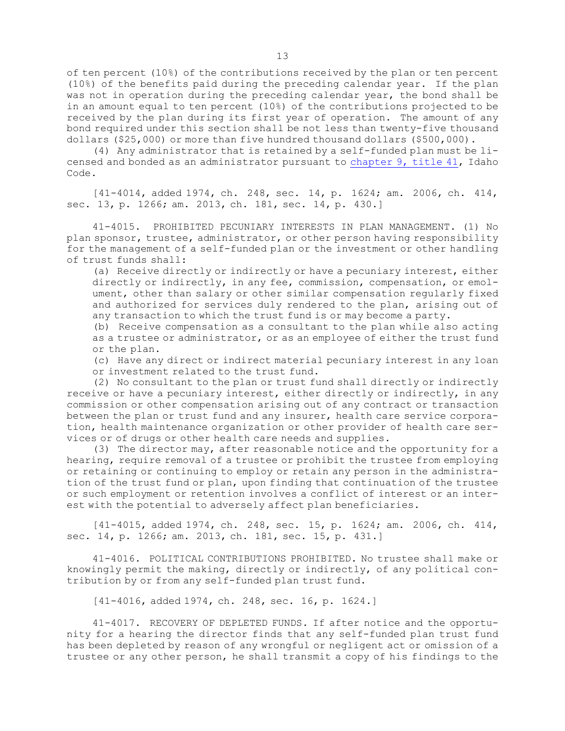of ten percent (10%) of the contributions received by the plan or ten percent (10%) of the benefits paid during the preceding calendar year. If the plan was not in operation during the preceding calendar year, the bond shall be in an amount equal to ten percent (10%) of the contributions projected to be received by the plan during its first year of operation. The amount of any bond required under this section shall be not less than twenty-five thousand dollars ($25,000) or more than five hundred thousand dollars ($500,000).

(4) Any administrator that is retained by a self-funded plan must be licensed and bonded as an administrator pursuant to chapter 9, title 41, Idaho Code.

[41-4014, added 1974, ch. 248, sec. 14, p. 1624; am. 2006, ch. 414, sec. 13, p. 1266; am. 2013, ch. 181, sec. 14, p. 430.]

41-4015. PROHIBITED PECUNIARY INTERESTS IN PLAN MANAGEMENT. (1) No plan sponsor, trustee, administrator, or other person having responsibility for the management of a self-funded plan or the investment or other handling of trust funds shall:

(a) Receive directly or indirectly or have a pecuniary interest, either directly or indirectly, in any fee, commission, compensation, or emolument, other than salary or other similar compensation regularly fixed and authorized for services duly rendered to the plan, arising out of any transaction to which the trust fund is or may become a party.

(b) Receive compensation as a consultant to the plan while also acting as a trustee or administrator, or as an employee of either the trust fund or the plan.

(c) Have any direct or indirect material pecuniary interest in any loan or investment related to the trust fund.

(2) No consultant to the plan or trust fund shall directly or indirectly receive or have a pecuniary interest, either directly or indirectly, in any commission or other compensation arising out of any contract or transaction between the plan or trust fund and any insurer, health care service corporation, health maintenance organization or other provider of health care services or of drugs or other health care needs and supplies.

(3) The director may, after reasonable notice and the opportunity for a hearing, require removal of a trustee or prohibit the trustee from employing or retaining or continuing to employ or retain any person in the administration of the trust fund or plan, upon finding that continuation of the trustee or such employment or retention involves a conflict of interest or an interest with the potential to adversely affect plan beneficiaries.

[41-4015, added 1974, ch. 248, sec. 15, p. 1624; am. 2006, ch. 414, sec. 14, p. 1266; am. 2013, ch. 181, sec. 15, p. 431.]

41-4016. POLITICAL CONTRIBUTIONS PROHIBITED. No trustee shall make or knowingly permit the making, directly or indirectly, of any political contribution by or from any self-funded plan trust fund.

[41-4016, added 1974, ch. 248, sec. 16, p. 1624.]

41-4017. RECOVERY OF DEPLETED FUNDS. If after notice and the opportunity for a hearing the director finds that any self-funded plan trust fund has been depleted by reason of any wrongful or negligent act or omission of a trustee or any other person, he shall transmit a copy of his findings to the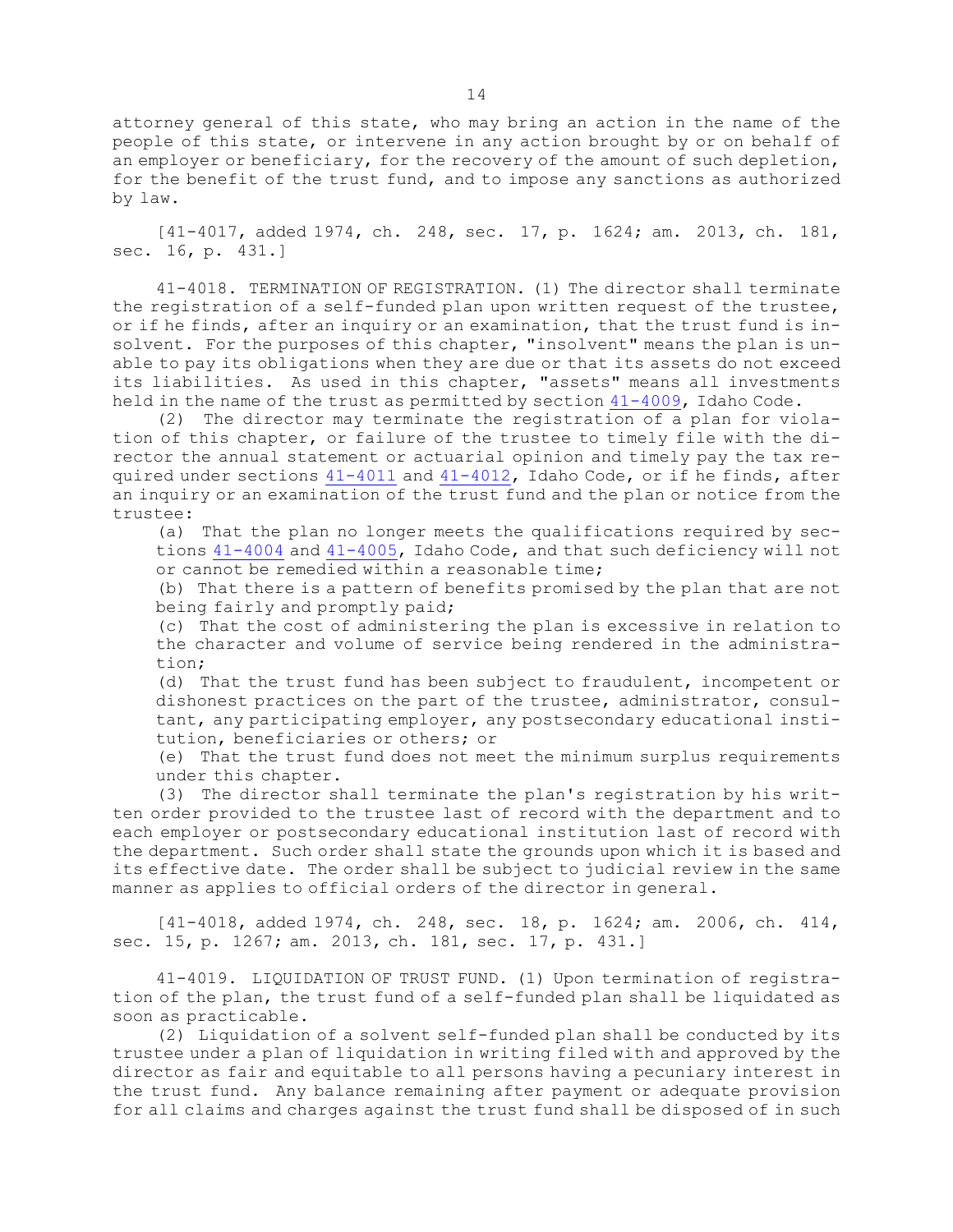attorney general of this state, who may bring an action in the name of the people of this state, or intervene in any action brought by or on behalf of an employer or beneficiary, for the recovery of the amount of such depletion, for the benefit of the trust fund, and to impose any sanctions as authorized by law.

[41-4017, added 1974, ch. 248, sec. 17, p. 1624; am. 2013, ch. 181, sec. 16, p. 431.]

41-4018. TERMINATION OF REGISTRATION. (1) The director shall terminate the registration of a self-funded plan upon written request of the trustee, or if he finds, after an inquiry or an examination, that the trust fund is insolvent. For the purposes of this chapter, "insolvent" means the plan is unable to pay its obligations when they are due or that its assets do not exceed its liabilities. As used in this chapter, "assets" means all investments held in the name of the trust as permitted by section 41-4009, Idaho Code.

(2) The director may terminate the registration of a plan for violation of this chapter, or failure of the trustee to timely file with the director the annual statement or actuarial opinion and timely pay the tax required under sections 41-4011 and 41-4012, Idaho Code, or if he finds, after an inquiry or an examination of the trust fund and the plan or notice from the trustee:

(a) That the plan no longer meets the qualifications required by sections 41-4004 and 41-4005, Idaho Code, and that such deficiency will not or cannot be remedied within a reasonable time;

(b) That there is a pattern of benefits promised by the plan that are not being fairly and promptly paid;

(c) That the cost of administering the plan is excessive in relation to the character and volume of service being rendered in the administration;

(d) That the trust fund has been subject to fraudulent, incompetent or dishonest practices on the part of the trustee, administrator, consultant, any participating employer, any postsecondary educational institution, beneficiaries or others; or

(e) That the trust fund does not meet the minimum surplus requirements under this chapter.

(3) The director shall terminate the plan's registration by his written order provided to the trustee last of record with the department and to each employer or postsecondary educational institution last of record with the department. Such order shall state the grounds upon which it is based and its effective date. The order shall be subject to judicial review in the same manner as applies to official orders of the director in general.

[41-4018, added 1974, ch. 248, sec. 18, p. 1624; am. 2006, ch. 414, sec. 15, p. 1267; am. 2013, ch. 181, sec. 17, p. 431.]

41-4019. LIQUIDATION OF TRUST FUND. (1) Upon termination of registration of the plan, the trust fund of a self-funded plan shall be liquidated as soon as practicable.

(2) Liquidation of a solvent self-funded plan shall be conducted by its trustee under a plan of liquidation in writing filed with and approved by the director as fair and equitable to all persons having a pecuniary interest in the trust fund. Any balance remaining after payment or adequate provision for all claims and charges against the trust fund shall be disposed of in such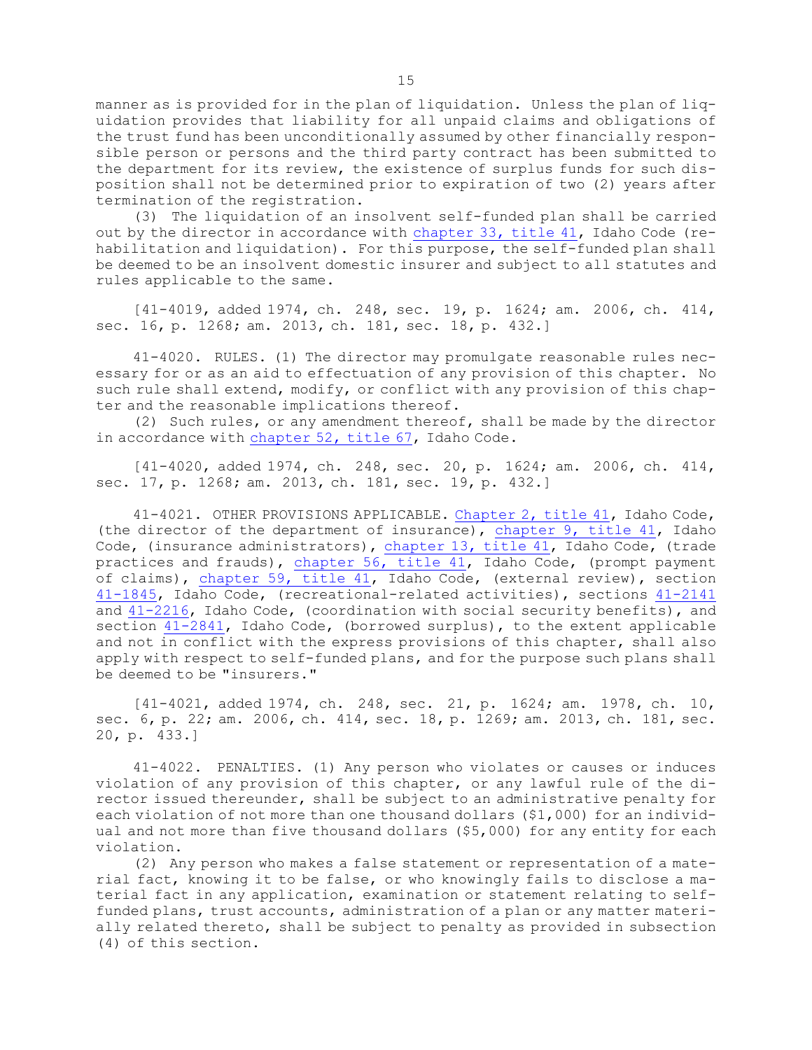manner as is provided for in the plan of liquidation. Unless the plan of liquidation provides that liability for all unpaid claims and obligations of the trust fund has been unconditionally assumed by other financially responsible person or persons and the third party contract has been submitted to the department for its review, the existence of surplus funds for such disposition shall not be determined prior to expiration of two (2) years after termination of the registration.

(3) The liquidation of an insolvent self-funded plan shall be carried out by the director in accordance with chapter 33, title 41, Idaho Code (rehabilitation and liquidation). For this purpose, the self-funded plan shall be deemed to be an insolvent domestic insurer and subject to all statutes and rules applicable to the same.

[41-4019, added 1974, ch. 248, sec. 19, p. 1624; am. 2006, ch. 414, sec. 16, p. 1268; am. 2013, ch. 181, sec. 18, p. 432.]

41-4020. RULES. (1) The director may promulgate reasonable rules necessary for or as an aid to effectuation of any provision of this chapter. No such rule shall extend, modify, or conflict with any provision of this chapter and the reasonable implications thereof.

(2) Such rules, or any amendment thereof, shall be made by the director in accordance with chapter 52, title 67, Idaho Code.

[41-4020, added 1974, ch. 248, sec. 20, p. 1624; am. 2006, ch. 414, sec. 17, p. 1268; am. 2013, ch. 181, sec. 19, p. 432.]

41-4021. OTHER PROVISIONS APPLICABLE. Chapter 2, title 41, Idaho Code, (the director of the department of insurance), chapter 9, title 41, Idaho Code, (insurance administrators), chapter 13, title 41, Idaho Code, (trade practices and frauds), chapter 56, title 41, Idaho Code, (prompt payment of claims), chapter 59, title 41, Idaho Code, (external review), section 41-1845, Idaho Code, (recreational-related activities), sections 41-2141 and 41-2216, Idaho Code, (coordination with social security benefits), and section 41-2841, Idaho Code, (borrowed surplus), to the extent applicable and not in conflict with the express provisions of this chapter, shall also apply with respect to self-funded plans, and for the purpose such plans shall be deemed to be "insurers."

[41-4021, added 1974, ch. 248, sec. 21, p. 1624; am. 1978, ch. 10, sec. 6, p. 22; am. 2006, ch. 414, sec. 18, p. 1269; am. 2013, ch. 181, sec. 20, p. 433.]

41-4022. PENALTIES. (1) Any person who violates or causes or induces violation of any provision of this chapter, or any lawful rule of the director issued thereunder, shall be subject to an administrative penalty for each violation of not more than one thousand dollars ($1,000) for an individual and not more than five thousand dollars ($5,000) for any entity for each violation.

(2) Any person who makes a false statement or representation of a material fact, knowing it to be false, or who knowingly fails to disclose a material fact in any application, examination or statement relating to self-funded plans, trust accounts, administration of a plan or any matter materially related thereto, shall be subject to penalty as provided in subsection (4) of this section.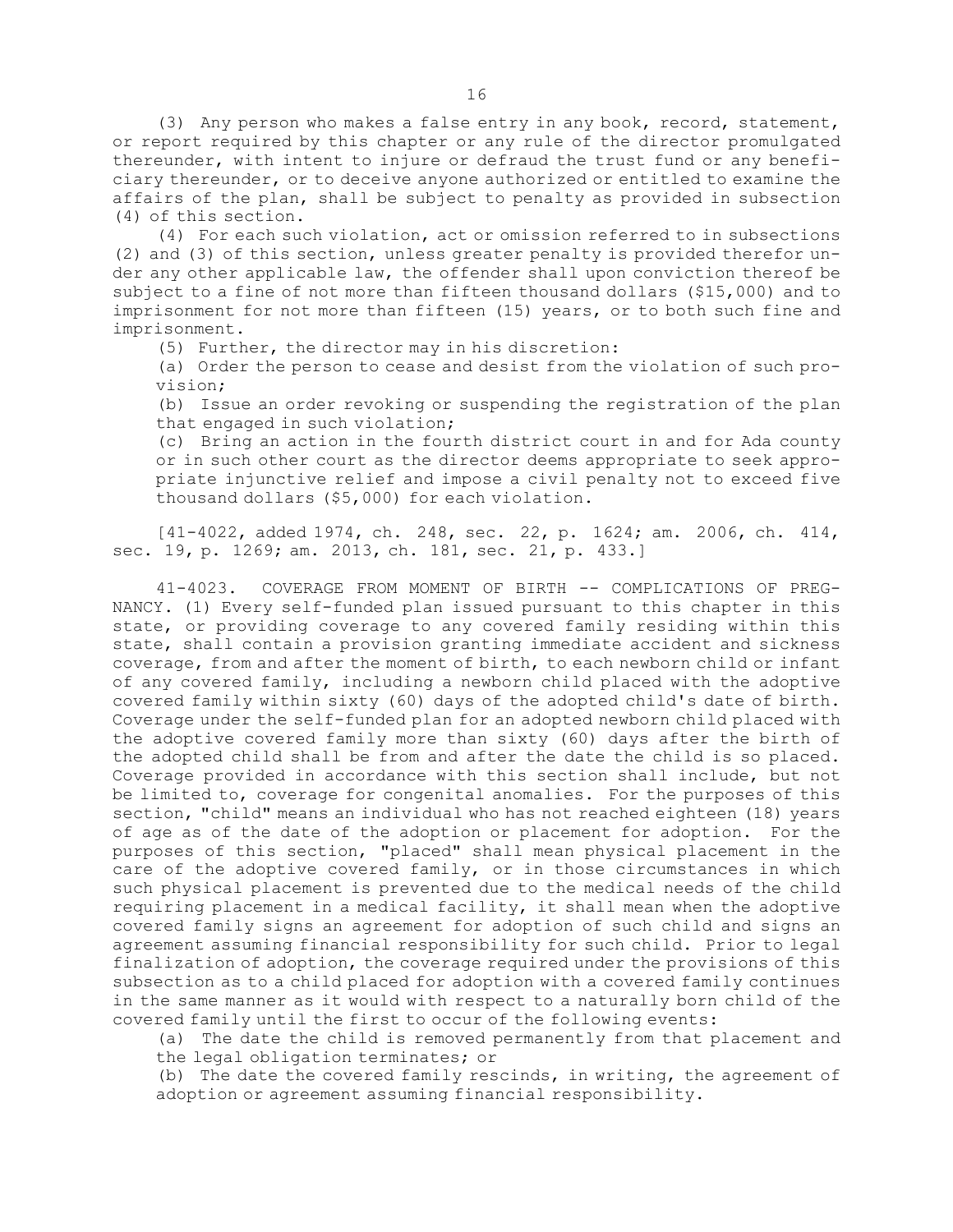(3) Any person who makes a false entry in any book, record, statement, or report required by this chapter or any rule of the director promulgated thereunder, with intent to injure or defraud the trust fund or any beneficiary thereunder, or to deceive anyone authorized or entitled to examine the affairs of the plan, shall be subject to penalty as provided in subsection (4) of this section.

(4) For each such violation, act or omission referred to in subsections (2) and (3) of this section, unless greater penalty is provided therefor under any other applicable law, the offender shall upon conviction thereof be subject to a fine of not more than fifteen thousand dollars ($15,000) and to imprisonment for not more than fifteen (15) years, or to both such fine and imprisonment.

(5) Further, the director may in his discretion:

(a) Order the person to cease and desist from the violation of such provision;

(b) Issue an order revoking or suspending the registration of the plan that engaged in such violation;

(c) Bring an action in the fourth district court in and for Ada county or in such other court as the director deems appropriate to seek appropriate injunctive relief and impose a civil penalty not to exceed five thousand dollars ($5,000) for each violation.

[41-4022, added 1974, ch. 248, sec. 22, p. 1624; am. 2006, ch. 414, sec. 19, p. 1269; am. 2013, ch. 181, sec. 21, p. 433.]

41-4023. COVERAGE FROM MOMENT OF BIRTH -- COMPLICATIONS OF PREGNANCY. (1) Every self-funded plan issued pursuant to this chapter in this state, or providing coverage to any covered family residing within this state, shall contain a provision granting immediate accident and sickness coverage, from and after the moment of birth, to each newborn child or infant of any covered family, including a newborn child placed with the adoptive covered family within sixty (60) days of the adopted child's date of birth. Coverage under the self-funded plan for an adopted newborn child placed with the adoptive covered family more than sixty (60) days after the birth of the adopted child shall be from and after the date the child is so placed. Coverage provided in accordance with this section shall include, but not be limited to, coverage for congenital anomalies. For the purposes of this section, "child" means an individual who has not reached eighteen (18) years of age as of the date of the adoption or placement for adoption. For the purposes of this section, "placed" shall mean physical placement in the care of the adoptive covered family, or in those circumstances in which such physical placement is prevented due to the medical needs of the child requiring placement in a medical facility, it shall mean when the adoptive covered family signs an agreement for adoption of such child and signs an agreement assuming financial responsibility for such child. Prior to legal finalization of adoption, the coverage required under the provisions of this subsection as to a child placed for adoption with a covered family continues in the same manner as it would with respect to a naturally born child of the covered family until the first to occur of the following events:

(a) The date the child is removed permanently from that placement and the legal obligation terminates; or

(b) The date the covered family rescinds, in writing, the agreement of adoption or agreement assuming financial responsibility.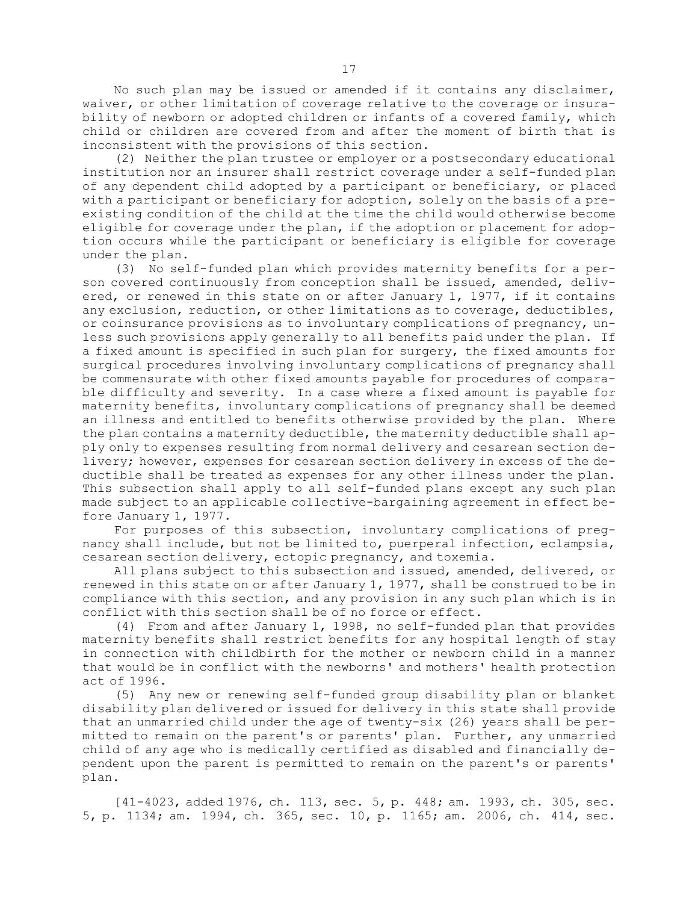No such plan may be issued or amended if it contains any disclaimer, waiver, or other limitation of coverage relative to the coverage or insurability of newborn or adopted children or infants of a covered family, which child or children are covered from and after the moment of birth that is inconsistent with the provisions of this section.

(2) Neither the plan trustee or employer or a postsecondary educational institution nor an insurer shall restrict coverage under a self-funded plan of any dependent child adopted by a participant or beneficiary, or placed with a participant or beneficiary for adoption, solely on the basis of a preexisting condition of the child at the time the child would otherwise become eligible for coverage under the plan, if the adoption or placement for adoption occurs while the participant or beneficiary is eligible for coverage under the plan.

(3) No self-funded plan which provides maternity benefits for a person covered continuously from conception shall be issued, amended, delivered, or renewed in this state on or after January 1, 1977, if it contains any exclusion, reduction, or other limitations as to coverage, deductibles, or coinsurance provisions as to involuntary complications of pregnancy, unless such provisions apply generally to all benefits paid under the plan. If a fixed amount is specified in such plan for surgery, the fixed amounts for surgical procedures involving involuntary complications of pregnancy shall be commensurate with other fixed amounts payable for procedures of comparable difficulty and severity. In a case where a fixed amount is payable for maternity benefits, involuntary complications of pregnancy shall be deemed an illness and entitled to benefits otherwise provided by the plan. Where the plan contains a maternity deductible, the maternity deductible shall apply only to expenses resulting from normal delivery and cesarean section delivery; however, expenses for cesarean section delivery in excess of the deductible shall be treated as expenses for any other illness under the plan. This subsection shall apply to all self-funded plans except any such plan made subject to an applicable collective-bargaining agreement in effect before January 1, 1977.

For purposes of this subsection, involuntary complications of pregnancy shall include, but not be limited to, puerperal infection, eclampsia, cesarean section delivery, ectopic pregnancy, and toxemia.

All plans subject to this subsection and issued, amended, delivered, or renewed in this state on or after January 1, 1977, shall be construed to be in compliance with this section, and any provision in any such plan which is in conflict with this section shall be of no force or effect.

(4) From and after January 1, 1998, no self-funded plan that provides maternity benefits shall restrict benefits for any hospital length of stay in connection with childbirth for the mother or newborn child in a manner that would be in conflict with the newborns' and mothers' health protection act of 1996.

(5) Any new or renewing self-funded group disability plan or blanket disability plan delivered or issued for delivery in this state shall provide that an unmarried child under the age of twenty-six (26) years shall be permitted to remain on the parent's or parents' plan. Further, any unmarried child of any age who is medically certified as disabled and financially dependent upon the parent is permitted to remain on the parent's or parents' plan.

[41-4023, added 1976, ch. 113, sec. 5, p. 448; am. 1993, ch. 305, sec. 5, p. 1134; am. 1994, ch. 365, sec. 10, p. 1165; am. 2006, ch. 414, sec.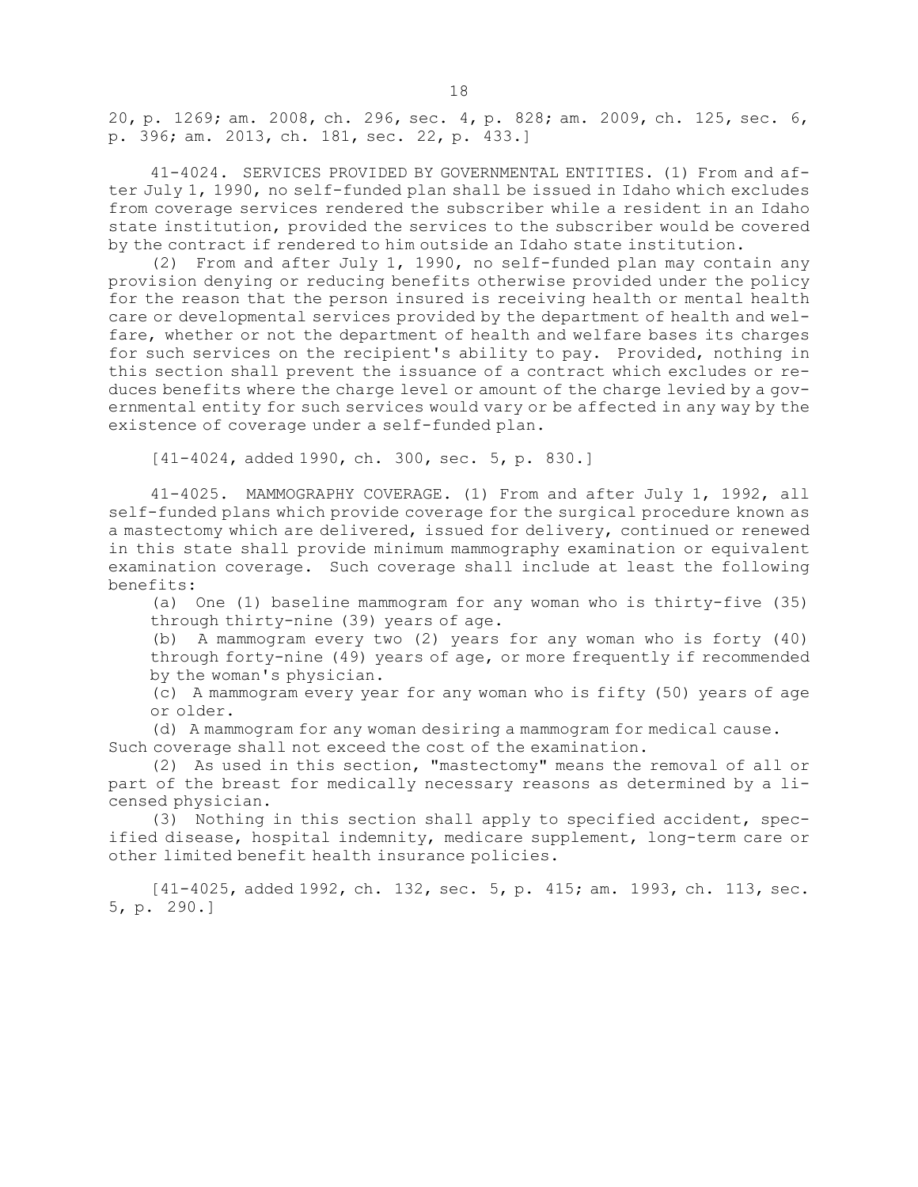20, p. 1269; am. 2008, ch. 296, sec. 4, p. 828; am. 2009, ch. 125, sec. 6, p. 396; am. 2013, ch. 181, sec. 22, p. 433.]

41-4024. SERVICES PROVIDED BY GOVERNMENTAL ENTITIES. (1) From and after July 1, 1990, no self-funded plan shall be issued in Idaho which excludes from coverage services rendered the subscriber while a resident in an Idaho state institution, provided the services to the subscriber would be covered by the contract if rendered to him outside an Idaho state institution.

(2) From and after July 1, 1990, no self-funded plan may contain any provision denying or reducing benefits otherwise provided under the policy for the reason that the person insured is receiving health or mental health care or developmental services provided by the department of health and welfare, whether or not the department of health and welfare bases its charges for such services on the recipient's ability to pay. Provided, nothing in this section shall prevent the issuance of a contract which excludes or reduces benefits where the charge level or amount of the charge levied by a governmental entity for such services would vary or be affected in any way by the existence of coverage under a self-funded plan.

[41-4024, added 1990, ch. 300, sec. 5, p. 830.]

41-4025. MAMMOGRAPHY COVERAGE. (1) From and after July 1, 1992, all self-funded plans which provide coverage for the surgical procedure known as a mastectomy which are delivered, issued for delivery, continued or renewed in this state shall provide minimum mammography examination or equivalent examination coverage. Such coverage shall include at least the following benefits:

(a) One (1) baseline mammogram for any woman who is thirty-five (35) through thirty-nine (39) years of age.

(b) A mammogram every two (2) years for any woman who is forty (40) through forty-nine (49) years of age, or more frequently if recommended by the woman's physician.

(c) A mammogram every year for any woman who is fifty (50) years of age or older.

(d) A mammogram for any woman desiring a mammogram for medical cause.

Such coverage shall not exceed the cost of the examination.

(2) As used in this section, "mastectomy" means the removal of all or part of the breast for medically necessary reasons as determined by a licensed physician.

(3) Nothing in this section shall apply to specified accident, specified disease, hospital indemnity, medicare supplement, long-term care or other limited benefit health insurance policies.

[41-4025, added 1992, ch. 132, sec. 5, p. 415; am. 1993, ch. 113, sec. 5, p. 290.]